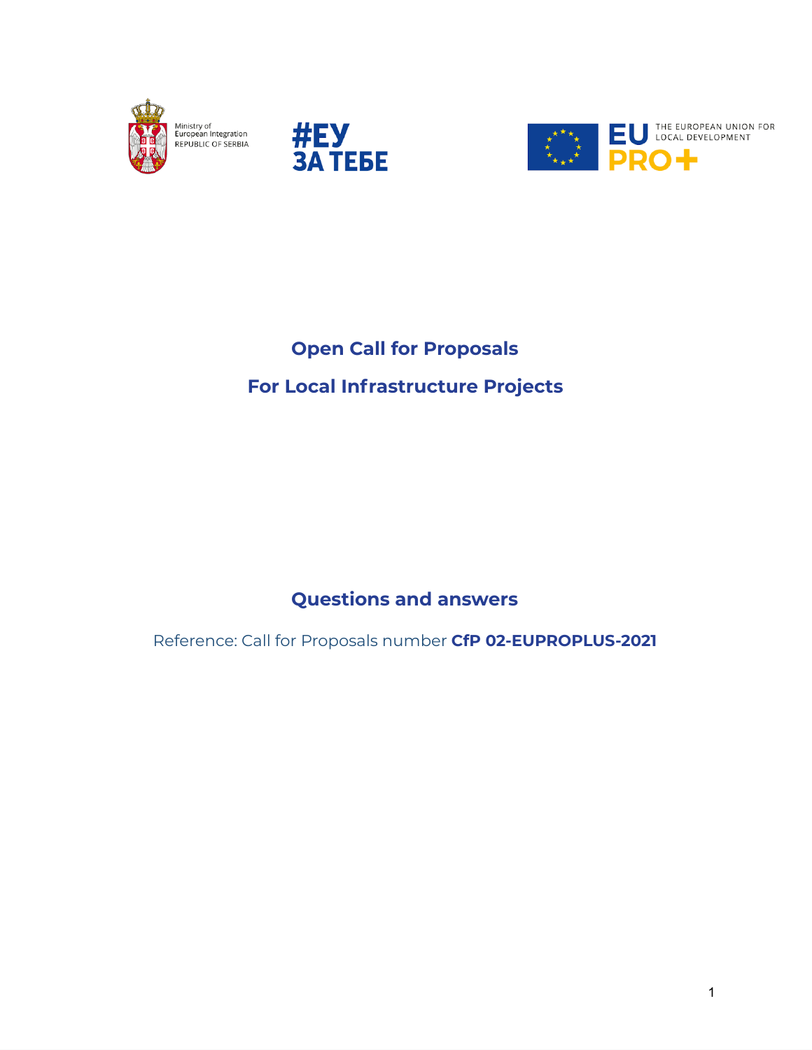# Open Call for Proposals

# For Local Infrastructure Projects

## Questions and answers

Reference: Call for Proposals number **CfP 02-EUPROPLUS-2021**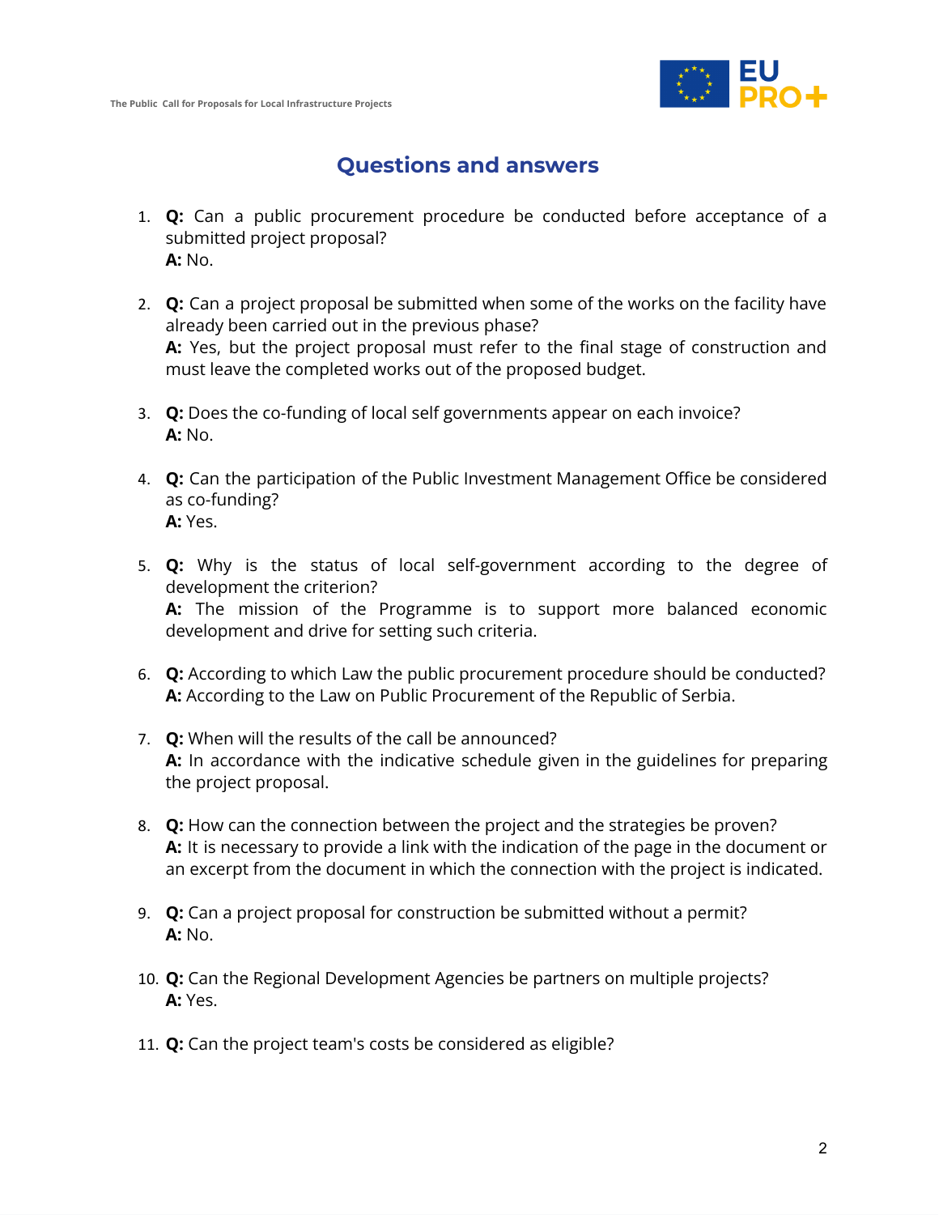## Questions and answers

1. **Q:** Can a public procurement procedure be conducted before acceptance of a submitted project proposal?  
   **A:** No.

2. **Q:** Can a project proposal be submitted when some of the works on the facility have already been carried out in the previous phase?  
   **A:** Yes, but the project proposal must refer to the final stage of construction and must leave the completed works out of the proposed budget.

3. **Q:** Does the co-funding of local self governments appear on each invoice?  
   **A:** No.

4. **Q:** Can the participation of the Public Investment Management Office be considered as co-funding?  
   **A:** Yes.

5. **Q:** Why is the status of local self-government according to the degree of development the criterion?  
   **A:** The mission of the Programme is to support more balanced economic development and drive for setting such criteria.

6. **Q:** According to which Law the public procurement procedure should be conducted?  
   **A:** According to the Law on Public Procurement of the Republic of Serbia.

7. **Q:** When will the results of the call be announced?  
   **A:** In accordance with the indicative schedule given in the guidelines for preparing the project proposal.

8. **Q:** How can the connection between the project and the strategies be proven?  
   **A:** It is necessary to provide a link with the indication of the page in the document or an excerpt from the document in which the connection with the project is indicated.

9. **Q:** Can a project proposal for construction be submitted without a permit?  
   **A:** No.

10. **Q:** Can the Regional Development Agencies be partners on multiple projects?  
    **A:** Yes.

11. **Q:** Can the project team's costs be considered as eligible?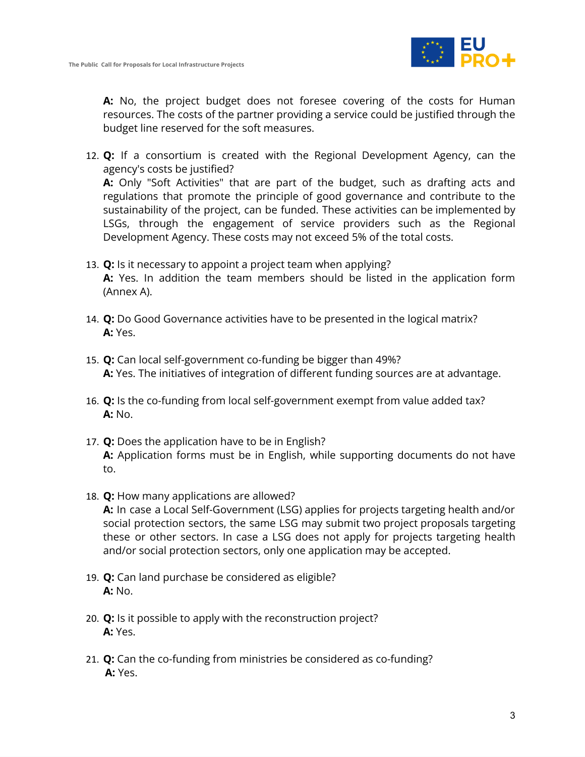**A:** No, the project budget does not foresee covering of the costs for Human resources. The costs of the partner providing a service could be justified through the budget line reserved for the soft measures.

12. **Q:** If a consortium is created with the Regional Development Agency, can the agency's costs be justified?
    **A:** Only "Soft Activities" that are part of the budget, such as drafting acts and regulations that promote the principle of good governance and contribute to the sustainability of the project, can be funded. These activities can be implemented by LSGs, through the engagement of service providers such as the Regional Development Agency. These costs may not exceed 5% of the total costs.

13. **Q:** Is it necessary to appoint a project team when applying?
    **A:** Yes. In addition the team members should be listed in the application form (Annex A).

14. **Q:** Do Good Governance activities have to be presented in the logical matrix?
    **A:** Yes.

15. **Q:** Can local self-government co-funding be bigger than 49%?
    **A:** Yes. The initiatives of integration of different funding sources are at advantage.

16. **Q:** Is the co-funding from local self-government exempt from value added tax?
    **A:** No.

17. **Q:** Does the application have to be in English?
    **A:** Application forms must be in English, while supporting documents do not have to.

18. **Q:** How many applications are allowed?
    **A:** In case a Local Self-Government (LSG) applies for projects targeting health and/or social protection sectors, the same LSG may submit two project proposals targeting these or other sectors. In case a LSG does not apply for projects targeting health and/or social protection sectors, only one application may be accepted.

19. **Q:** Can land purchase be considered as eligible?
    **A:** No.

20. **Q:** Is it possible to apply with the reconstruction project?
    **A:** Yes.

21. **Q:** Can the co-funding from ministries be considered as co-funding?
    **A:** Yes.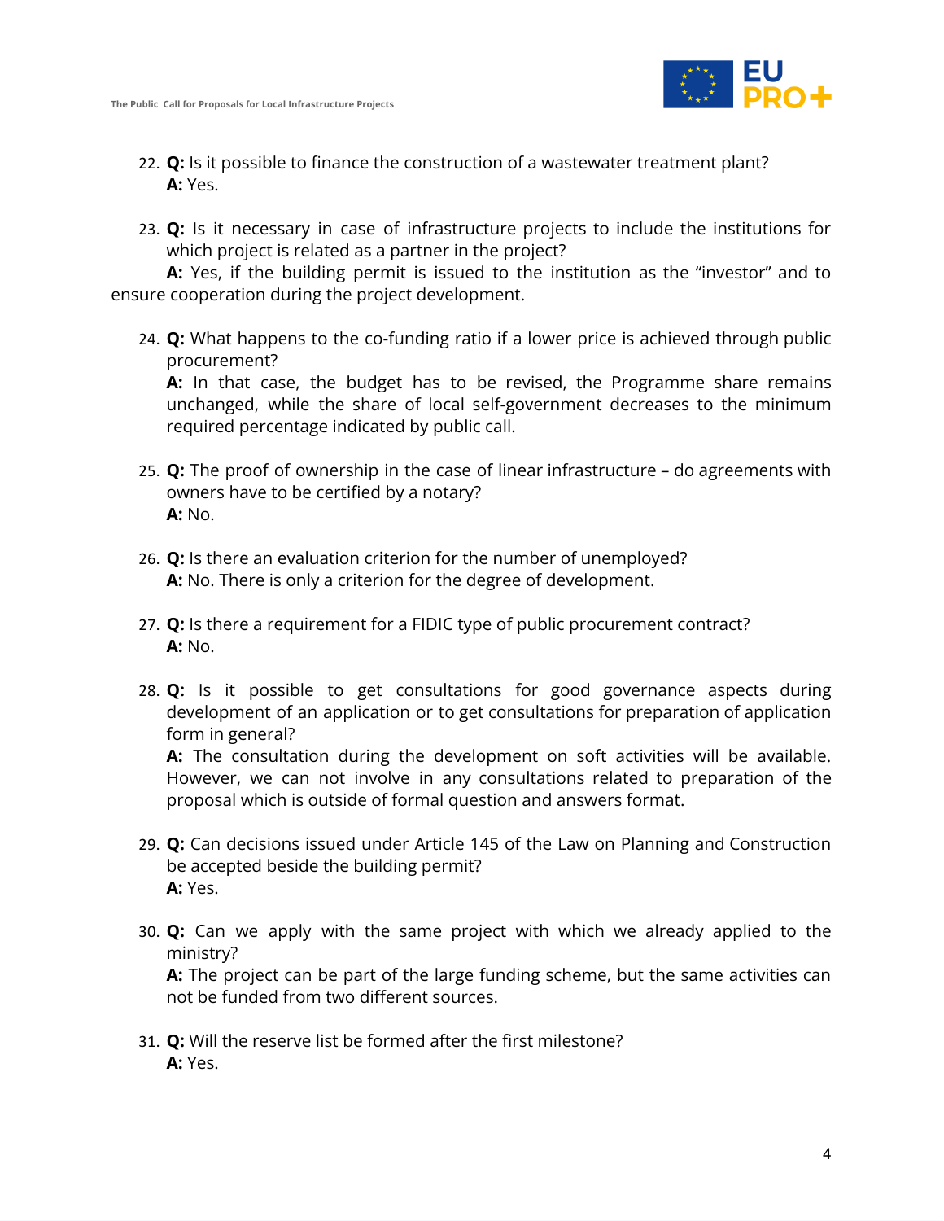22. **Q:** Is it possible to finance the construction of a wastewater treatment plant?
    **A:** Yes.

23. **Q:** Is it necessary in case of infrastructure projects to include the institutions for which project is related as a partner in the project?
    **A:** Yes, if the building permit is issued to the institution as the "investor" and to ensure cooperation during the project development.

24. **Q:** What happens to the co-funding ratio if a lower price is achieved through public procurement?
    **A:** In that case, the budget has to be revised, the Programme share remains unchanged, while the share of local self-government decreases to the minimum required percentage indicated by public call.

25. **Q:** The proof of ownership in the case of linear infrastructure – do agreements with owners have to be certified by a notary?
    **A:** No.

26. **Q:** Is there an evaluation criterion for the number of unemployed?
    **A:** No. There is only a criterion for the degree of development.

27. **Q:** Is there a requirement for a FIDIC type of public procurement contract?
    **A:** No.

28. **Q:** Is it possible to get consultations for good governance aspects during development of an application or to get consultations for preparation of application form in general?
    **A:** The consultation during the development on soft activities will be available. However, we can not involve in any consultations related to preparation of the proposal which is outside of formal question and answers format.

29. **Q:** Can decisions issued under Article 145 of the Law on Planning and Construction be accepted beside the building permit?
    **A:** Yes.

30. **Q:** Can we apply with the same project with which we already applied to the ministry?
    **A:** The project can be part of the large funding scheme, but the same activities can not be funded from two different sources.

31. **Q:** Will the reserve list be formed after the first milestone?
    **A:** Yes.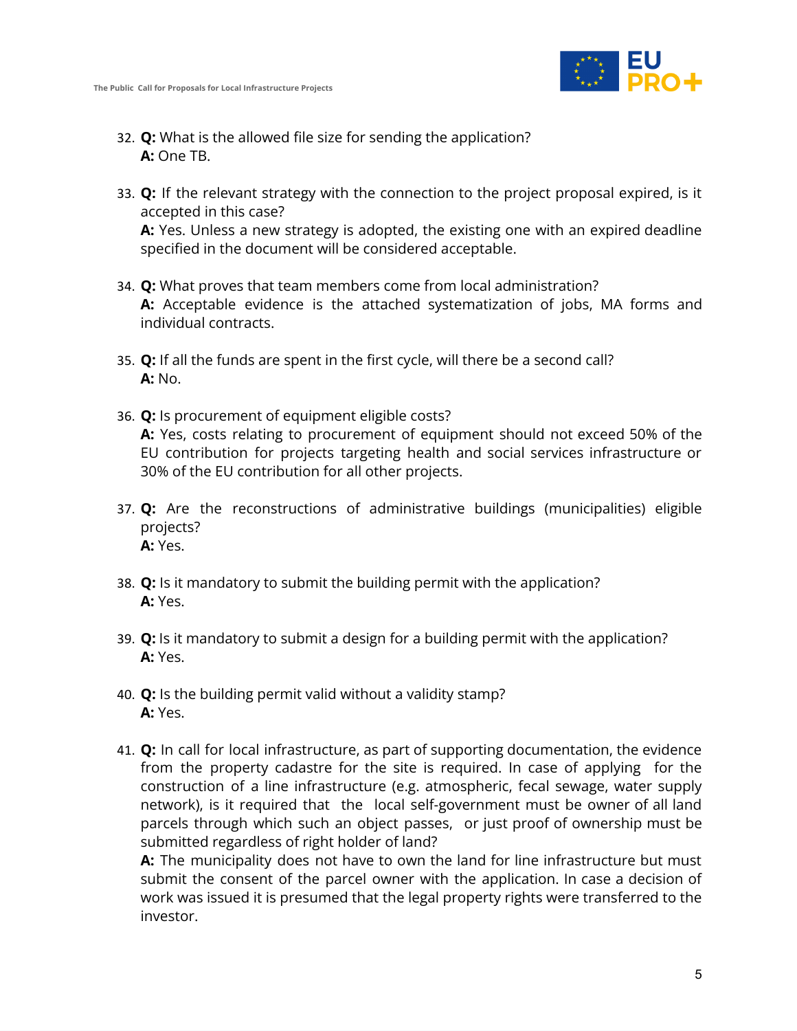32. **Q:** What is the allowed file size for sending the application?
    **A:** One TB.

33. **Q:** If the relevant strategy with the connection to the project proposal expired, is it accepted in this case?
    **A:** Yes. Unless a new strategy is adopted, the existing one with an expired deadline specified in the document will be considered acceptable.

34. **Q:** What proves that team members come from local administration?
    **A:** Acceptable evidence is the attached systematization of jobs, MA forms and individual contracts.

35. **Q:** If all the funds are spent in the first cycle, will there be a second call?
    **A:** No.

36. **Q:** Is procurement of equipment eligible costs?
    **A:** Yes, costs relating to procurement of equipment should not exceed 50% of the EU contribution for projects targeting health and social services infrastructure or 30% of the EU contribution for all other projects.

37. **Q:** Are the reconstructions of administrative buildings (municipalities) eligible projects?
    **A:** Yes.

38. **Q:** Is it mandatory to submit the building permit with the application?
    **A:** Yes.

39. **Q:** Is it mandatory to submit a design for a building permit with the application?
    **A:** Yes.

40. **Q:** Is the building permit valid without a validity stamp?
    **A:** Yes.

41. **Q:** In call for local infrastructure, as part of supporting documentation, the evidence from the property cadastre for the site is required. In case of applying for the construction of a line infrastructure (e.g. atmospheric, fecal sewage, water supply network), is it required that the local self-government must be owner of all land parcels through which such an object passes, or just proof of ownership must be submitted regardless of right holder of land?
    **A:** The municipality does not have to own the land for line infrastructure but must submit the consent of the parcel owner with the application. In case a decision of work was issued it is presumed that the legal property rights were transferred to the investor.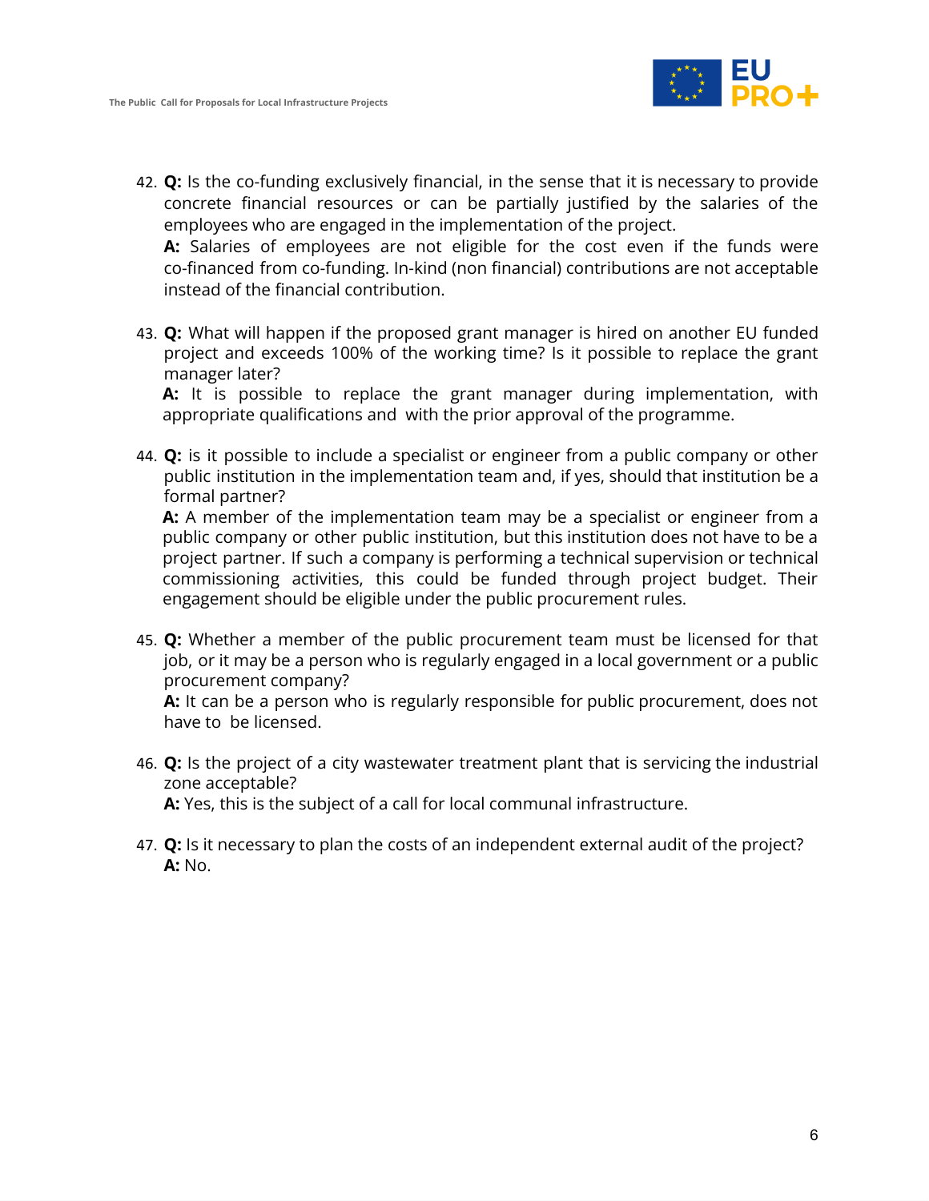42. **Q:** Is the co-funding exclusively financial, in the sense that it is necessary to provide concrete financial resources or can be partially justified by the salaries of the employees who are engaged in the implementation of the project.
    **A:** Salaries of employees are not eligible for the cost even if the funds were co-financed from co-funding. In-kind (non financial) contributions are not acceptable instead of the financial contribution.

43. **Q:** What will happen if the proposed grant manager is hired on another EU funded project and exceeds 100% of the working time? Is it possible to replace the grant manager later?
    **A:** It is possible to replace the grant manager during implementation, with appropriate qualifications and with the prior approval of the programme.

44. **Q:** is it possible to include a specialist or engineer from a public company or other public institution in the implementation team and, if yes, should that institution be a formal partner?
    **A:** A member of the implementation team may be a specialist or engineer from a public company or other public institution, but this institution does not have to be a project partner. If such a company is performing a technical supervision or technical commissioning activities, this could be funded through project budget. Their engagement should be eligible under the public procurement rules.

45. **Q:** Whether a member of the public procurement team must be licensed for that job, or it may be a person who is regularly engaged in a local government or a public procurement company?
    **A:** It can be a person who is regularly responsible for public procurement, does not have to be licensed.

46. **Q:** Is the project of a city wastewater treatment plant that is servicing the industrial zone acceptable?
    **A:** Yes, this is the subject of a call for local communal infrastructure.

47. **Q:** Is it necessary to plan the costs of an independent external audit of the project?
    **A:** No.